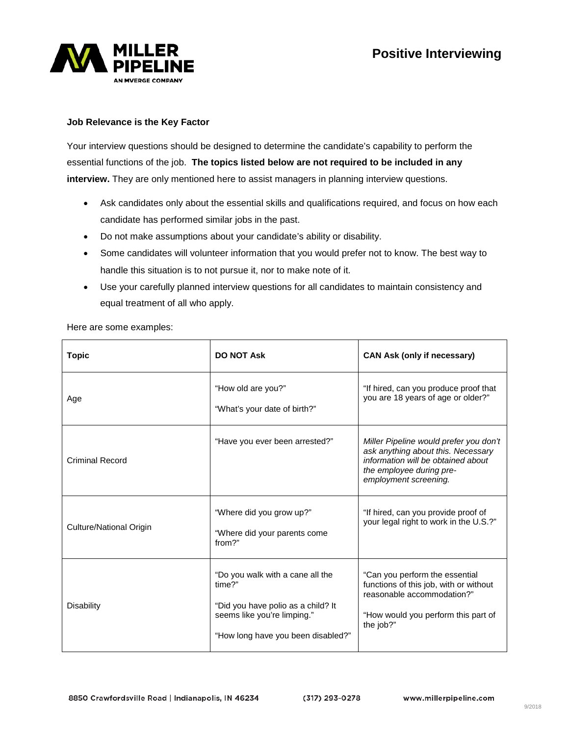# Positive Interviewing

**Job Relevance is the Key Factor**

Your interview questions should be designed to determine the candidate's capability to perform the essential functions of the job. **The topics listed below are not required to be included in any interview.** They are only mentioned here to assist managers in planning interview questions.

- Ask candidates only about the essential skills and qualifications required, and focus on how each candidate has performed similar jobs in the past.
- Do not make assumptions about your candidate's ability or disability.
- Some candidates will volunteer information that you would prefer not to know. The best way to handle this situation is to not pursue it, nor to make note of it.
- Use your carefully planned interview questions for all candidates to maintain consistency and equal treatment of all who apply.

Here are some examples:

| Topic | DO NOT Ask | CAN Ask (only if necessary) |
|---|---|---|
| Age | "How old are you?"<br>"What's your date of birth?" | "If hired, can you produce proof that you are 18 years of age or older?" |
| Criminal Record | "Have you ever been arrested?" | *Miller Pipeline would prefer you don't ask anything about this. Necessary information will be obtained about the employee during pre-employment screening.* |
| Culture/National Origin | "Where did you grow up?"<br>"Where did your parents come from?" | "If hired, can you provide proof of your legal right to work in the U.S.?" |
| Disability | "Do you walk with a cane all the time?"<br>"Did you have polio as a child? It seems like you're limping."<br>"How long have you been disabled?" | "Can you perform the essential functions of this job, with or without reasonable accommodation?"<br>"How would you perform this part of the job?" |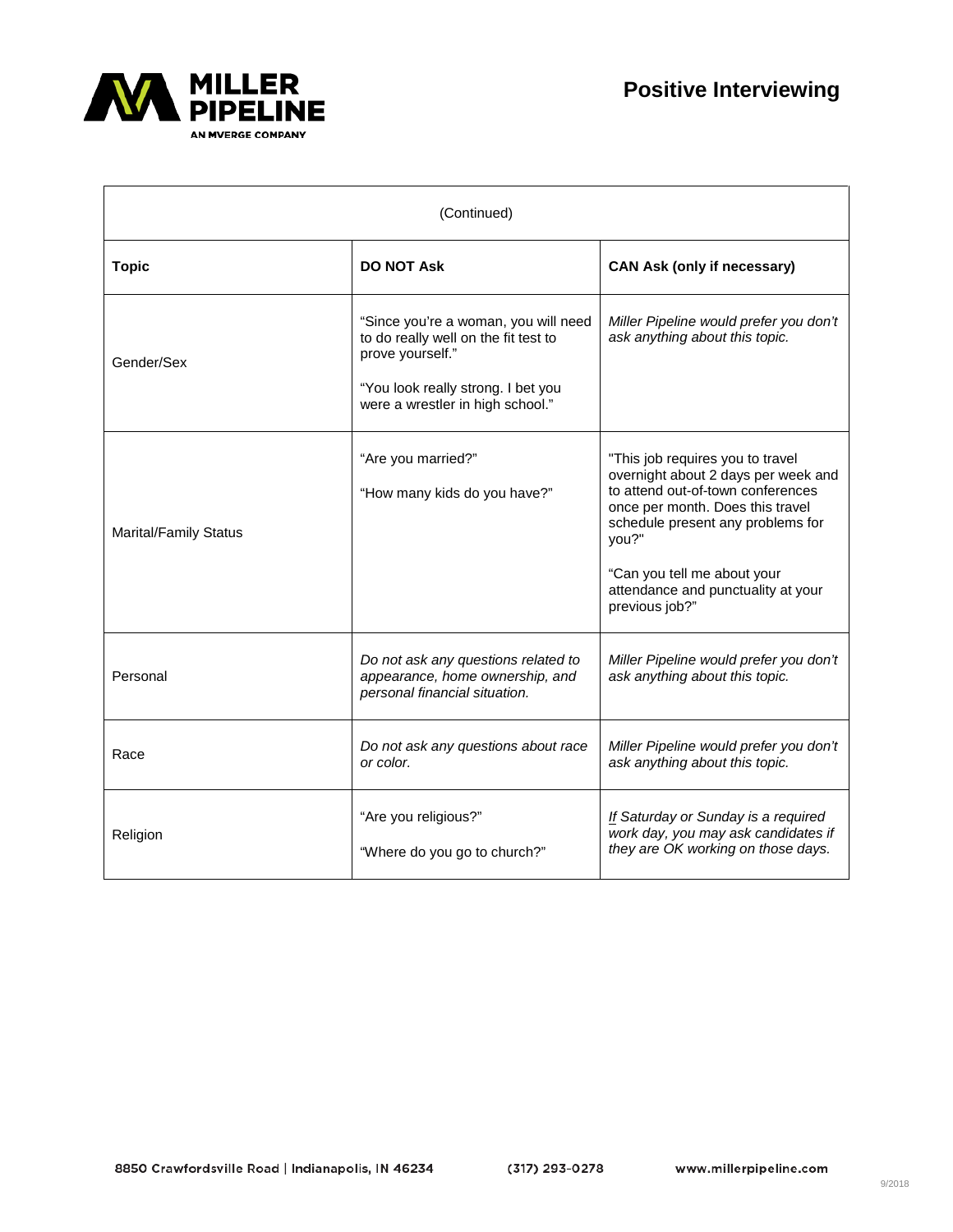# Positive Interviewing

| (Continued) | | |
|---|---|---|
| **Topic** | **DO NOT Ask** | **CAN Ask (only if necessary)** |
| Gender/Sex | "Since you're a woman, you will need to do really well on the fit test to prove yourself."<br><br>"You look really strong. I bet you were a wrestler in high school." | *Miller Pipeline would prefer you don't ask anything about this topic.* |
| Marital/Family Status | "Are you married?"<br><br>"How many kids do you have?" | "This job requires you to travel overnight about 2 days per week and to attend out-of-town conferences once per month. Does this travel schedule present any problems for you?"<br><br>"Can you tell me about your attendance and punctuality at your previous job?" |
| Personal | *Do not ask any questions related to appearance, home ownership, and personal financial situation.* | *Miller Pipeline would prefer you don't ask anything about this topic.* |
| Race | *Do not ask any questions about race or color.* | *Miller Pipeline would prefer you don't ask anything about this topic.* |
| Religion | "Are you religious?"<br><br>"Where do you go to church?" | *If Saturday or Sunday is a required work day, you may ask candidates if they are OK working on those days.* |